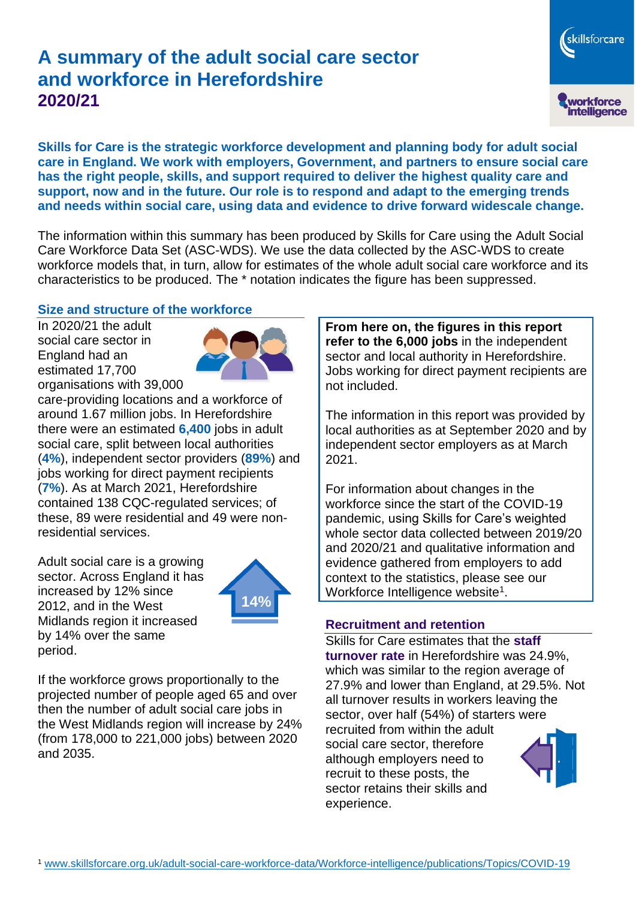# A summary of the adult social care sector and workforce in Herefordshire
## 2020/21

**Skills for Care is the strategic workforce development and planning body for adult social care in England. We work with employers, Government, and partners to ensure social care has the right people, skills, and support required to deliver the highest quality care and support, now and in the future. Our role is to respond and adapt to the emerging trends and needs within social care, using data and evidence to drive forward widescale change.**

The information within this summary has been produced by Skills for Care using the Adult Social Care Workforce Data Set (ASC-WDS). We use the data collected by the ASC-WDS to create workforce models that, in turn, allow for estimates of the whole adult social care workforce and its characteristics to be produced. The * notation indicates the figure has been suppressed.

### Size and structure of the workforce

In 2020/21 the adult social care sector in England had an estimated 17,700 organisations with 39,000 care-providing locations and a workforce of around 1.67 million jobs. In Herefordshire there were an estimated **6,400** jobs in adult social care, split between local authorities (**4%**), independent sector providers (**89%**) and jobs working for direct payment recipients (**7%**). As at March 2021, Herefordshire contained 138 CQC-regulated services; of these, 89 were residential and 49 were non-residential services.

Adult social care is a growing sector. Across England it has increased by 12% since 2012, and in the West Midlands region it increased by 14% over the same period.

14%

If the workforce grows proportionally to the projected number of people aged 65 and over then the number of adult social care jobs in the West Midlands region will increase by 24% (from 178,000 to 221,000 jobs) between 2020 and 2035.

**From here on, the figures in this report refer to the 6,000 jobs** in the independent sector and local authority in Herefordshire. Jobs working for direct payment recipients are not included.

The information in this report was provided by local authorities as at September 2020 and by independent sector employers as at March 2021.

For information about changes in the workforce since the start of the COVID-19 pandemic, using Skills for Care's weighted whole sector data collected between 2019/20 and 2020/21 and qualitative information and evidence gathered from employers to add context to the statistics, please see our Workforce Intelligence website[1].

### Recruitment and retention

Skills for Care estimates that the **staff turnover rate** in Herefordshire was 24.9%, which was similar to the region average of 27.9% and lower than England, at 29.5%. Not all turnover results in workers leaving the sector, over half (54%) of starters were recruited from within the adult social care sector, therefore although employers need to recruit to these posts, the sector retains their skills and experience.

[1] www.skillsforcare.org.uk/adult-social-care-workforce-data/Workforce-intelligence/publications/Topics/COVID-19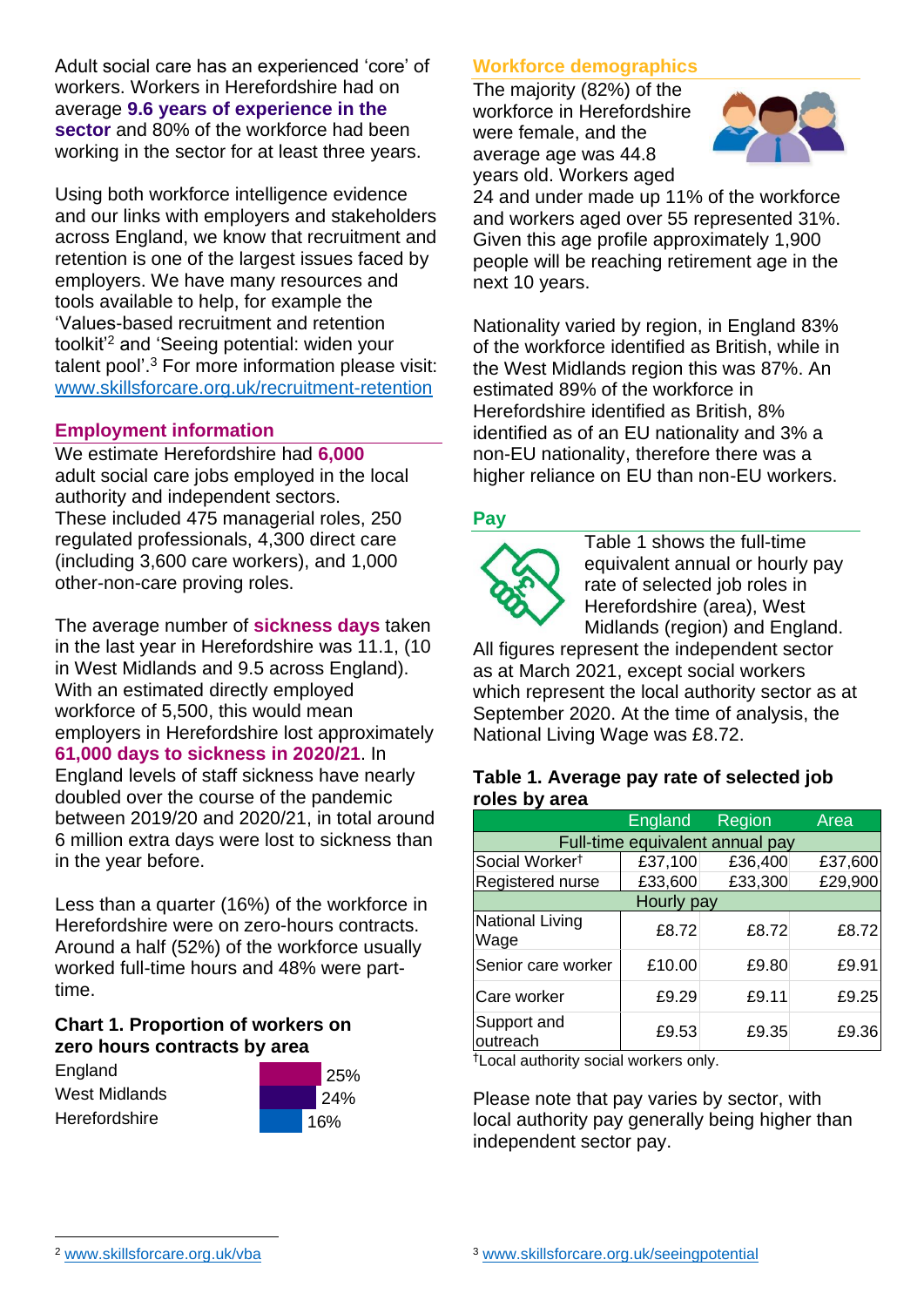Adult social care has an experienced 'core' of workers. Workers in Herefordshire had on average **9.6 years of experience in the sector** and 80% of the workforce had been working in the sector for at least three years.

Using both workforce intelligence evidence and our links with employers and stakeholders across England, we know that recruitment and retention is one of the largest issues faced by employers. We have many resources and tools available to help, for example the 'Values-based recruitment and retention toolkit'[2] and 'Seeing potential: widen your talent pool'.[3] For more information please visit: www.skillsforcare.org.uk/recruitment-retention

## Employment information

We estimate Herefordshire had **6,000** adult social care jobs employed in the local authority and independent sectors. These included 475 managerial roles, 250 regulated professionals, 4,300 direct care (including 3,600 care workers), and 1,000 other-non-care proving roles.

The average number of **sickness days** taken in the last year in Herefordshire was 11.1, (10 in West Midlands and 9.5 across England). With an estimated directly employed workforce of 5,500, this would mean employers in Herefordshire lost approximately **61,000 days to sickness in 2020/21**. In England levels of staff sickness have nearly doubled over the course of the pandemic between 2019/20 and 2020/21, in total around 6 million extra days were lost to sickness than in the year before.

Less than a quarter (16%) of the workforce in Herefordshire were on zero-hours contracts. Around a half (52%) of the workforce usually worked full-time hours and 48% were part-time.

**Chart 1. Proportion of workers on zero hours contracts by area**

| Area | Proportion |
|---|---|
| England | 25% |
| West Midlands | 24% |
| Herefordshire | 16% |

## Workforce demographics

The majority (82%) of the workforce in Herefordshire were female, and the average age was 44.8 years old. Workers aged 24 and under made up 11% of the workforce and workers aged over 55 represented 31%. Given this age profile approximately 1,900 people will be reaching retirement age in the next 10 years.

Nationality varied by region, in England 83% of the workforce identified as British, while in the West Midlands region this was 87%. An estimated 89% of the workforce in Herefordshire identified as British, 8% identified as of an EU nationality and 3% a non-EU nationality, therefore there was a higher reliance on EU than non-EU workers.

## Pay

Table 1 shows the full-time equivalent annual or hourly pay rate of selected job roles in Herefordshire (area), West Midlands (region) and England. All figures represent the independent sector as at March 2021, except social workers which represent the local authority sector as at September 2020. At the time of analysis, the National Living Wage was £8.72.

**Table 1. Average pay rate of selected job roles by area**

| | England | Region | Area |
|---|---|---|---|
| **Full-time equivalent annual pay** | | | |
| Social Worker† | £37,100 | £36,400 | £37,600 |
| Registered nurse | £33,600 | £33,300 | £29,900 |
| **Hourly pay** | | | |
| National Living Wage | £8.72 | £8.72 | £8.72 |
| Senior care worker | £10.00 | £9.80 | £9.91 |
| Care worker | £9.29 | £9.11 | £9.25 |
| Support and outreach | £9.53 | £9.35 | £9.36 |

†Local authority social workers only.

Please note that pay varies by sector, with local authority pay generally being higher than independent sector pay.

[2] www.skillsforcare.org.uk/vba

[3] www.skillsforcare.org.uk/seeingpotential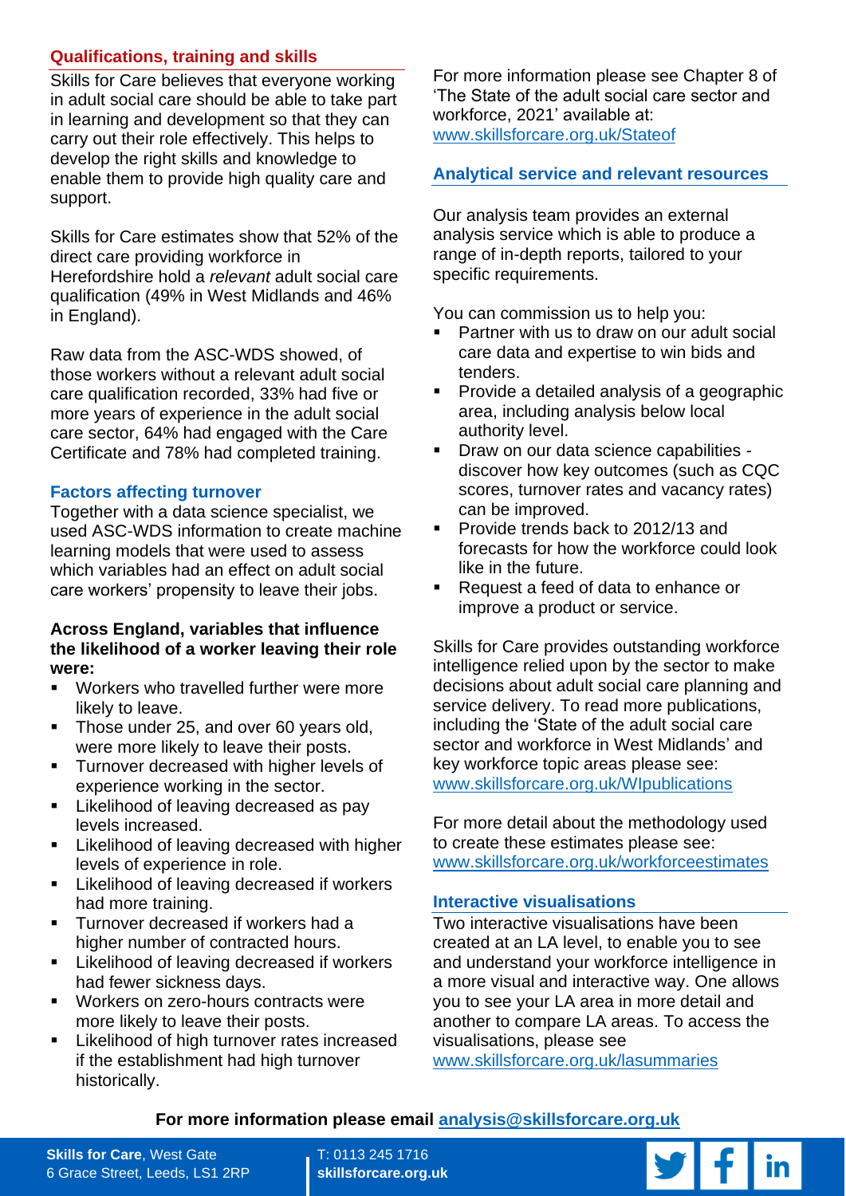## Qualifications, training and skills

Skills for Care believes that everyone working in adult social care should be able to take part in learning and development so that they can carry out their role effectively. This helps to develop the right skills and knowledge to enable them to provide high quality care and support.

Skills for Care estimates show that 52% of the direct care providing workforce in Herefordshire hold a *relevant* adult social care qualification (49% in West Midlands and 46% in England).

Raw data from the ASC-WDS showed, of those workers without a relevant adult social care qualification recorded, 33% had five or more years of experience in the adult social care sector, 64% had engaged with the Care Certificate and 78% had completed training.

## Factors affecting turnover

Together with a data science specialist, we used ASC-WDS information to create machine learning models that were used to assess which variables had an effect on adult social care workers' propensity to leave their jobs.

**Across England, variables that influence the likelihood of a worker leaving their role were:**

- Workers who travelled further were more likely to leave.
- Those under 25, and over 60 years old, were more likely to leave their posts.
- Turnover decreased with higher levels of experience working in the sector.
- Likelihood of leaving decreased as pay levels increased.
- Likelihood of leaving decreased with higher levels of experience in role.
- Likelihood of leaving decreased if workers had more training.
- Turnover decreased if workers had a higher number of contracted hours.
- Likelihood of leaving decreased if workers had fewer sickness days.
- Workers on zero-hours contracts were more likely to leave their posts.
- Likelihood of high turnover rates increased if the establishment had high turnover historically.

For more information please see Chapter 8 of 'The State of the adult social care sector and workforce, 2021' available at: www.skillsforcare.org.uk/Stateof

## Analytical service and relevant resources

Our analysis team provides an external analysis service which is able to produce a range of in-depth reports, tailored to your specific requirements.

You can commission us to help you:

- Partner with us to draw on our adult social care data and expertise to win bids and tenders.
- Provide a detailed analysis of a geographic area, including analysis below local authority level.
- Draw on our data science capabilities - discover how key outcomes (such as CQC scores, turnover rates and vacancy rates) can be improved.
- Provide trends back to 2012/13 and forecasts for how the workforce could look like in the future.
- Request a feed of data to enhance or improve a product or service.

Skills for Care provides outstanding workforce intelligence relied upon by the sector to make decisions about adult social care planning and service delivery. To read more publications, including the 'State of the adult social care sector and workforce in West Midlands' and key workforce topic areas please see: www.skillsforcare.org.uk/WIpublications

For more detail about the methodology used to create these estimates please see: www.skillsforcare.org.uk/workforceestimates

## Interactive visualisations

Two interactive visualisations have been created at an LA level, to enable you to see and understand your workforce intelligence in a more visual and interactive way. One allows you to see your LA area in more detail and another to compare LA areas. To access the visualisations, please see www.skillsforcare.org.uk/lasummaries

**For more information please email analysis@skillsforcare.org.uk**

**Skills for Care**, West Gate
6 Grace Street, Leeds, LS1 2RP

T: 0113 245 1716
**skillsforcare.org.uk**